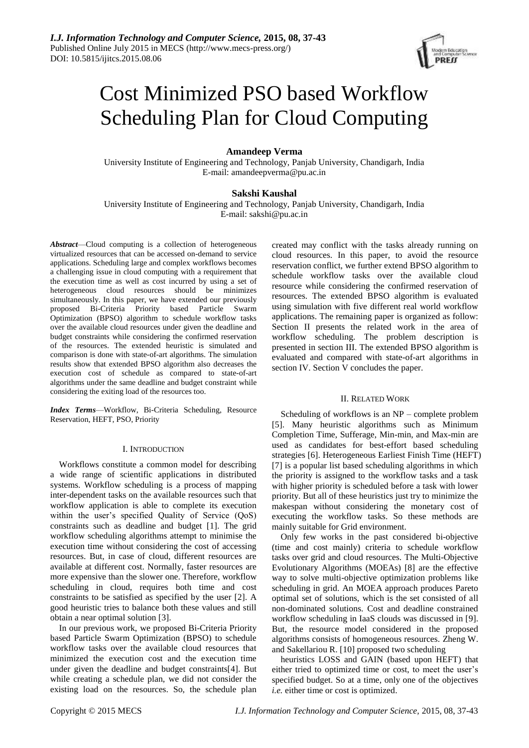# Cost Minimized PSO based Workflow Scheduling Plan for Cloud Computing

**Amandeep Verma**
University Institute of Engineering and Technology, Panjab University, Chandigarh, India
E-mail: amandeepverma@pu.ac.in

**Sakshi Kaushal**
University Institute of Engineering and Technology, Panjab University, Chandigarh, India
E-mail: sakshi@pu.ac.in

***Abstract***—Cloud computing is a collection of heterogeneous virtualized resources that can be accessed on-demand to service applications. Scheduling large and complex workflows becomes a challenging issue in cloud computing with a requirement that the execution time as well as cost incurred by using a set of heterogeneous cloud resources should be minimizes simultaneously. In this paper, we have extended our previously proposed Bi-Criteria Priority based Particle Swarm Optimization (BPSO) algorithm to schedule workflow tasks over the available cloud resources under given the deadline and budget constraints while considering the confirmed reservation of the resources. The extended heuristic is simulated and comparison is done with state-of-art algorithms. The simulation results show that extended BPSO algorithm also decreases the execution cost of schedule as compared to state-of-art algorithms under the same deadline and budget constraint while considering the exiting load of the resources too.

***Index Terms***—Workflow, Bi-Criteria Scheduling, Resource Reservation, HEFT, PSO, Priority

## I. Introduction

Workflows constitute a common model for describing a wide range of scientific applications in distributed systems. Workflow scheduling is a process of mapping inter-dependent tasks on the available resources such that workflow application is able to complete its execution within the user's specified Quality of Service (QoS) constraints such as deadline and budget [1]. The grid workflow scheduling algorithms attempt to minimise the execution time without considering the cost of accessing resources. But, in case of cloud, different resources are available at different cost. Normally, faster resources are more expensive than the slower one. Therefore, workflow scheduling in cloud, requires both time and cost constraints to be satisfied as specified by the user [2]. A good heuristic tries to balance both these values and still obtain a near optimal solution [3].

In our previous work, we proposed Bi-Criteria Priority based Particle Swarm Optimization (BPSO) to schedule workflow tasks over the available cloud resources that minimized the execution cost and the execution time under given the deadline and budget constraints[4]. But while creating a schedule plan, we did not consider the existing load on the resources. So, the schedule plan created may conflict with the tasks already running on cloud resources. In this paper, to avoid the resource reservation conflict, we further extend BPSO algorithm to schedule workflow tasks over the available cloud resource while considering the confirmed reservation of resources. The extended BPSO algorithm is evaluated using simulation with five different real world workflow applications. The remaining paper is organized as follow: Section II presents the related work in the area of workflow scheduling. The problem description is presented in section III. The extended BPSO algorithm is evaluated and compared with state-of-art algorithms in section IV. Section V concludes the paper.

## II. Related Work

Scheduling of workflows is an NP – complete problem [5]. Many heuristic algorithms such as Minimum Completion Time, Sufferage, Min-min, and Max-min are used as candidates for best-effort based scheduling strategies [6]. Heterogeneous Earliest Finish Time (HEFT) [7] is a popular list based scheduling algorithms in which the priority is assigned to the workflow tasks and a task with higher priority is scheduled before a task with lower priority. But all of these heuristics just try to minimize the makespan without considering the monetary cost of executing the workflow tasks. So these methods are mainly suitable for Grid environment.

Only few works in the past considered bi-objective (time and cost mainly) criteria to schedule workflow tasks over grid and cloud resources. The Multi-Objective Evolutionary Algorithms (MOEAs) [8] are the effective way to solve multi-objective optimization problems like scheduling in grid. An MOEA approach produces Pareto optimal set of solutions, which is the set consisted of all non-dominated solutions. Cost and deadline constrained workflow scheduling in IaaS clouds was discussed in [9]. But, the resource model considered in the proposed algorithms consists of homogeneous resources. Zheng W. and Sakellariou R. [10] proposed two scheduling heuristics LOSS and GAIN (based upon HEFT) that either tried to optimized time or cost, to meet the user's specified budget. So at a time, only one of the objectives *i.e.* either time or cost is optimized.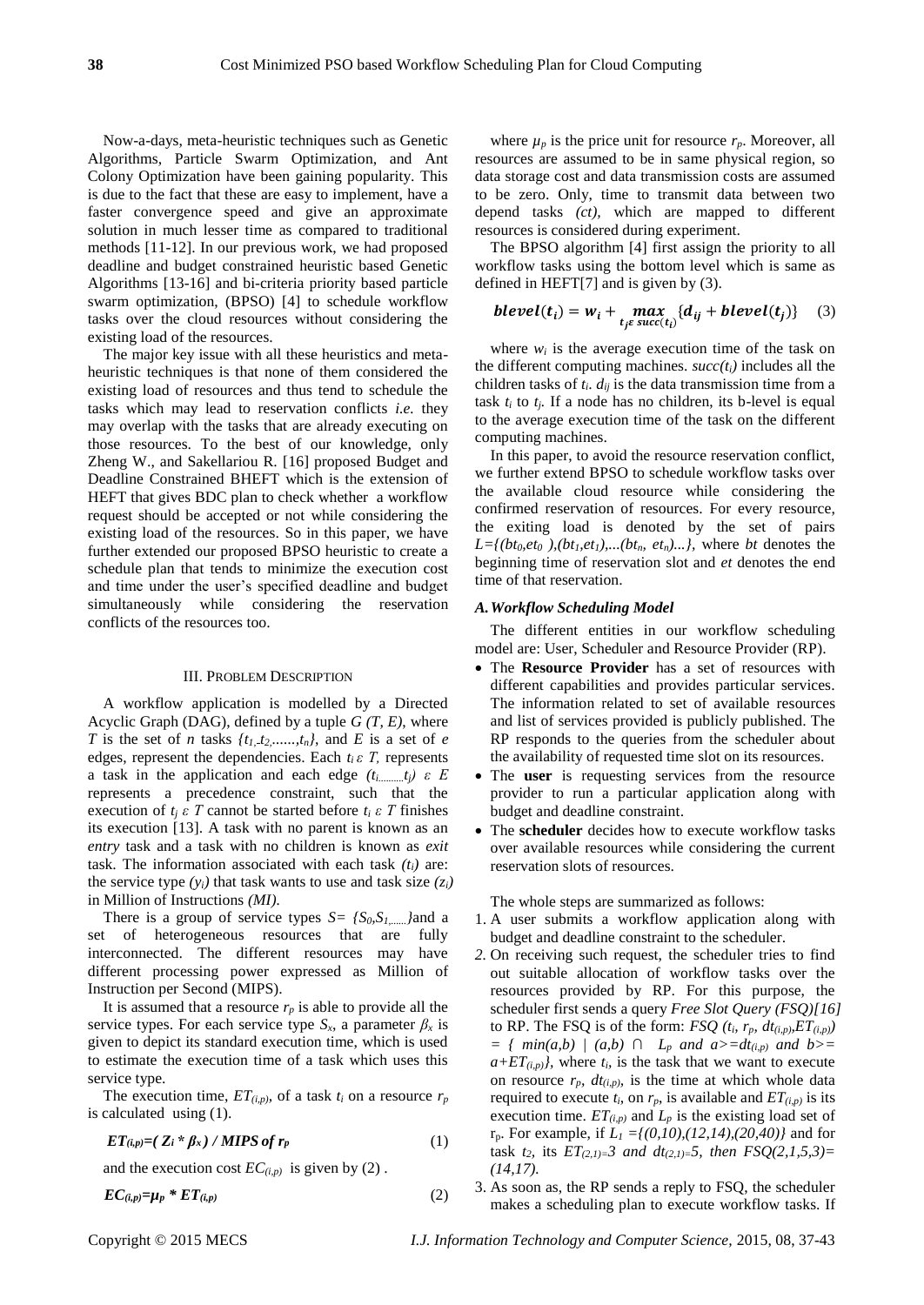Now-a-days, meta-heuristic techniques such as Genetic Algorithms, Particle Swarm Optimization, and Ant Colony Optimization have been gaining popularity. This is due to the fact that these are easy to implement, have a faster convergence speed and give an approximate solution in much lesser time as compared to traditional methods [11-12]. In our previous work, we had proposed deadline and budget constrained heuristic based Genetic Algorithms [13-16] and bi-criteria priority based particle swarm optimization, (BPSO) [4] to schedule workflow tasks over the cloud resources without considering the existing load of the resources.

The major key issue with all these heuristics and meta-heuristic techniques is that none of them considered the existing load of resources and thus tend to schedule the tasks which may lead to reservation conflicts *i.e.* they may overlap with the tasks that are already executing on those resources. To the best of our knowledge, only Zheng W., and Sakellariou R. [16] proposed Budget and Deadline Constrained BHEFT which is the extension of HEFT that gives BDC plan to check whether a workflow request should be accepted or not while considering the existing load of the resources. So in this paper, we have further extended our proposed BPSO heuristic to create a schedule plan that tends to minimize the execution cost and time under the user's specified deadline and budget simultaneously while considering the reservation conflicts of the resources too.

## III. Problem Description

A workflow application is modelled by a Directed Acyclic Graph (DAG), defined by a tuple *G (T, E)*, where *T* is the set of *n* tasks $\{t_1, t_2, \ldots, t_n\}$, and *E* is a set of *e* edges, represent the dependencies. Each $t_i \in T$, represents a task in the application and each edge $(t_i, \ldots, t_j) \in E$ represents a precedence constraint, such that the execution of $t_j \in T$ cannot be started before $t_i \in T$ finishes its execution [13]. A task with no parent is known as an *entry* task and a task with no children is known as *exit* task. The information associated with each task $(t_i)$ are: the service type $(y_i)$ that task wants to use and task size $(z_i)$ in Million of Instructions *(MI)*.

There is a group of service types $S = \{S_0, S_1, \ldots\}$ and a set of heterogeneous resources that are fully interconnected. The different resources may have different processing power expressed as Million of Instruction per Second (MIPS).

It is assumed that a resource $r_p$ is able to provide all the service types. For each service type $S_x$, a parameter $\beta_x$ is given to depict its standard execution time, which is used to estimate the execution time of a task which uses this service type.

The execution time, $ET_{(i,p)}$, of a task $t_i$ on a resource $r_p$ is calculated using (1).

$$ET_{(i,p)} = (Z_i * \beta_x) \,/\, \text{MIPS of } r_p \tag{1}$$

and the execution cost $EC_{(i,p)}$ is given by (2) .

$$EC_{(i,p)} = \mu_p * ET_{(i,p)} \tag{2}$$

where $\mu_p$ is the price unit for resource $r_p$. Moreover, all resources are assumed to be in same physical region, so data storage cost and data transmission costs are assumed to be zero. Only, time to transmit data between two depend tasks *(ct)*, which are mapped to different resources is considered during experiment.

The BPSO algorithm [4] first assign the priority to all workflow tasks using the bottom level which is same as defined in HEFT[7] and is given by (3).

$$\boldsymbol{blevel(t_i) = w_i + \max_{t_j \in succ(t_i)} \{d_{ij} + blevel(t_j)\}} \tag{3}$$

where $w_i$ is the average execution time of the task on the different computing machines. $succ(t_i)$ includes all the children tasks of $t_i$. $d_{ij}$ is the data transmission time from a task $t_i$ to $t_j$. If a node has no children, its b-level is equal to the average execution time of the task on the different computing machines.

In this paper, to avoid the resource reservation conflict, we further extend BPSO to schedule workflow tasks over the available cloud resource while considering the confirmed reservation of resources. For every resource, the exiting load is denoted by the set of pairs $L = \{(bt_0, et_0), (bt_1, et_1), \ldots (bt_n, et_n) \ldots\}$, where *bt* denotes the beginning time of reservation slot and *et* denotes the end time of that reservation.

### *A. Workflow Scheduling Model*

The different entities in our workflow scheduling model are: User, Scheduler and Resource Provider (RP).

- The **Resource Provider** has a set of resources with different capabilities and provides particular services. The information related to set of available resources and list of services provided is publicly published. The RP responds to the queries from the scheduler about the availability of requested time slot on its resources.
- The **user** is requesting services from the resource provider to run a particular application along with budget and deadline constraint.
- The **scheduler** decides how to execute workflow tasks over available resources while considering the current reservation slots of resources.

The whole steps are summarized as follows:

1. A user submits a workflow application along with budget and deadline constraint to the scheduler.
2. On receiving such request, the scheduler tries to find out suitable allocation of workflow tasks over the resources provided by RP. For this purpose, the scheduler first sends a query *Free Slot Query (FSQ)[16]* to RP. The FSQ is of the form: $FSQ(t_i, r_p, dt_{(i,p)}, ET_{(i,p)}) = \{\min(a,b) \mid (a,b) \cap L_p \text{ and } a >= dt_{(i,p)} \text{ and } b >= a + ET_{(i,p)}\}$, where $t_i$, is the task that we want to execute on resource $r_p$, $dt_{(i,p)}$, is the time at which whole data required to execute $t_i$, on $r_p$, is available and $ET_{(i,p)}$ is its execution time. $ET_{(i,p)}$ and $L_p$ is the existing load set of $r_p$. For example, if $L_1 = \{(0,10), (12,14), (20,40)\}$ and for task $t_2$, its $ET_{(2,1)} = 3$ and $dt_{(2,1)} = 5$, then $FSQ(2,1,5,3) = (14,17)$.
3. As soon as, the RP sends a reply to FSQ, the scheduler makes a scheduling plan to execute workflow tasks. If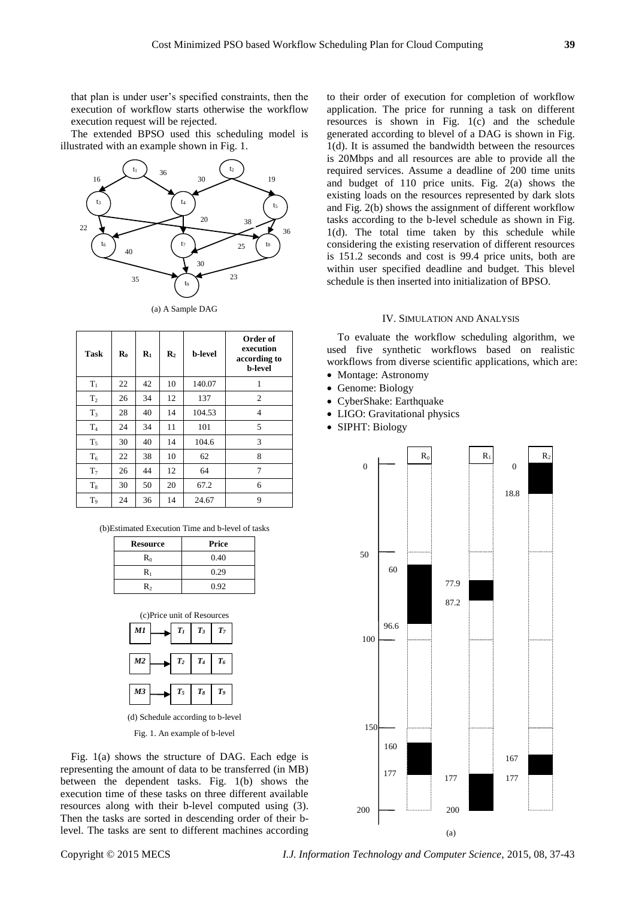that plan is under user's specified constraints, then the execution of workflow starts otherwise the workflow execution request will be rejected.

The extended BPSO used this scheduling model is illustrated with an example shown in Fig. 1.

(a) A Sample DAG

| Task | $R_0$ | $R_1$ | $R_2$ | b-level | Order of execution according to b-level |
|---|---|---|---|---|---|
| $T_1$ | 22 | 42 | 10 | 140.07 | 1 |
| $T_2$ | 26 | 34 | 12 | 137 | 2 |
| $T_3$ | 28 | 40 | 14 | 104.53 | 4 |
| $T_4$ | 24 | 34 | 11 | 101 | 5 |
| $T_5$ | 30 | 40 | 14 | 104.6 | 3 |
| $T_6$ | 22 | 38 | 10 | 62 | 8 |
| $T_7$ | 26 | 44 | 12 | 64 | 7 |
| $T_8$ | 30 | 50 | 20 | 67.2 | 6 |
| $T_9$ | 24 | 36 | 14 | 24.67 | 9 |

(b)Estimated Execution Time and b-level of tasks

| Resource | Price |
|---|---|
| $R_0$ | 0.40 |
| $R_1$ | 0.29 |
| $R_2$ | 0.92 |

(c)Price unit of Resources

| Machine | | | |
|---|---|---|---|
| *M1* | $T_1$ | $T_3$ | $T_7$ |
| *M2* | $T_2$ | $T_4$ | $T_6$ |
| *M3* | $T_5$ | $T_8$ | $T_9$ |

(d) Schedule according to b-level

Fig. 1. An example of b-level

Fig. 1(a) shows the structure of DAG. Each edge is representing the amount of data to be transferred (in MB) between the dependent tasks. Fig. 1(b) shows the execution time of these tasks on three different available resources along with their b-level computed using (3). Then the tasks are sorted in descending order of their b-level. The tasks are sent to different machines according to their order of execution for completion of workflow application. The price for running a task on different resources is shown in Fig. 1(c) and the schedule generated according to blevel of a DAG is shown in Fig. 1(d). It is assumed the bandwidth between the resources is 20Mbps and all resources are able to provide all the required services. Assume a deadline of 200 time units and budget of 110 price units. Fig. 2(a) shows the existing loads on the resources represented by dark slots and Fig. 2(b) shows the assignment of different workflow tasks according to the b-level schedule as shown in Fig. 1(d). The total time taken by this schedule while considering the existing reservation of different resources is 151.2 seconds and cost is 99.4 price units, both are within user specified deadline and budget. This blevel schedule is then inserted into initialization of BPSO.

## IV. Simulation and Analysis

To evaluate the workflow scheduling algorithm, we used five synthetic workflows based on realistic workflows from diverse scientific applications, which are:

- Montage: Astronomy
- Genome: Biology
- CyberShake: Earthquake
- LIGO: Gravitational physics
- SIPHT: Biology

(a)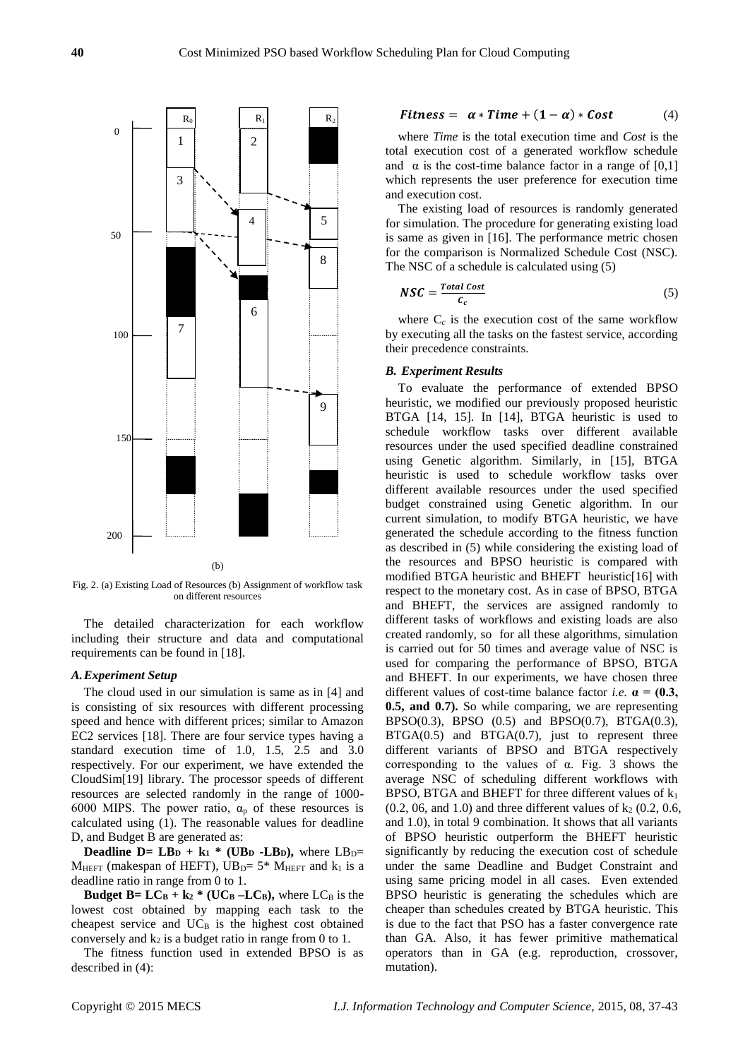(b)

Fig. 2. (a) Existing Load of Resources (b) Assignment of workflow task on different resources

The detailed characterization for each workflow including their structure and data and computational requirements can be found in [18].

### *A. Experiment Setup*

The cloud used in our simulation is same as in [4] and is consisting of six resources with different processing speed and hence with different prices; similar to Amazon EC2 services [18]. There are four service types having a standard execution time of 1.0, 1.5, 2.5 and 3.0 respectively. For our experiment, we have extended the CloudSim[19] library. The processor speeds of different resources are selected randomly in the range of 1000-6000 MIPS. The power ratio, $\alpha_p$ of these resources is calculated using (1). The reasonable values for deadline D, and Budget B are generated as:

**Deadline $D = LB_D + k_1 * (UB_D - LB_D)$,** where $LB_D = M_{HEFT}$ (makespan of HEFT), $UB_D = 5 * M_{HEFT}$ and $k_1$ is a deadline ratio in range from 0 to 1.

**Budget $B = LC_B + k_2 * (UC_B - LC_B)$,** where $LC_B$ is the lowest cost obtained by mapping each task to the cheapest service and $UC_B$ is the highest cost obtained conversely and $k_2$ is a budget ratio in range from 0 to 1.

The fitness function used in extended BPSO is as described in (4):

$$Fitness = \alpha * Time + (1 - \alpha) * Cost \quad (4)$$

where *Time* is the total execution time and *Cost* is the total execution cost of a generated workflow schedule and $\alpha$ is the cost-time balance factor in a range of [0,1] which represents the user preference for execution time and execution cost.

The existing load of resources is randomly generated for simulation. The procedure for generating existing load is same as given in [16]. The performance metric chosen for the comparison is Normalized Schedule Cost (NSC). The NSC of a schedule is calculated using (5)

$$NSC = \frac{Total\ Cost}{C_c} \quad (5)$$

where $C_c$ is the execution cost of the same workflow by executing all the tasks on the fastest service, according their precedence constraints.

### *B. Experiment Results*

To evaluate the performance of extended BPSO heuristic, we modified our previously proposed heuristic BTGA [14, 15]. In [14], BTGA heuristic is used to schedule workflow tasks over different available resources under the used specified deadline constrained using Genetic algorithm. Similarly, in [15], BTGA heuristic is used to schedule workflow tasks over different available resources under the used specified budget constrained using Genetic algorithm. In our current simulation, to modify BTGA heuristic, we have generated the schedule according to the fitness function as described in (5) while considering the existing load of the resources and BPSO heuristic is compared with modified BTGA heuristic and BHEFT heuristic[16] with respect to the monetary cost. As in case of BPSO, BTGA and BHEFT, the services are assigned randomly to different tasks of workflows and existing loads are also created randomly, so for all these algorithms, simulation is carried out for 50 times and average value of NSC is used for comparing the performance of BPSO, BTGA and BHEFT. In our experiments, we have chosen three different values of cost-time balance factor *i.e.* **$\alpha$ = (0.3, 0.5, and 0.7).** So while comparing, we are representing BPSO(0.3), BPSO (0.5) and BPSO(0.7), BTGA(0.3), BTGA(0.5) and BTGA(0.7), just to represent three different variants of BPSO and BTGA respectively corresponding to the values of $\alpha$. Fig. 3 shows the average NSC of scheduling different workflows with BPSO, BTGA and BHEFT for three different values of $k_1$ (0.2, 06, and 1.0) and three different values of $k_2$ (0.2, 0.6, and 1.0), in total 9 combination. It shows that all variants of BPSO heuristic outperform the BHEFT heuristic significantly by reducing the execution cost of schedule under the same Deadline and Budget Constraint and using same pricing model in all cases. Even extended BPSO heuristic is generating the schedules which are cheaper than schedules created by BTGA heuristic. This is due to the fact that PSO has a faster convergence rate than GA. Also, it has fewer primitive mathematical operators than in GA (e.g. reproduction, crossover, mutation).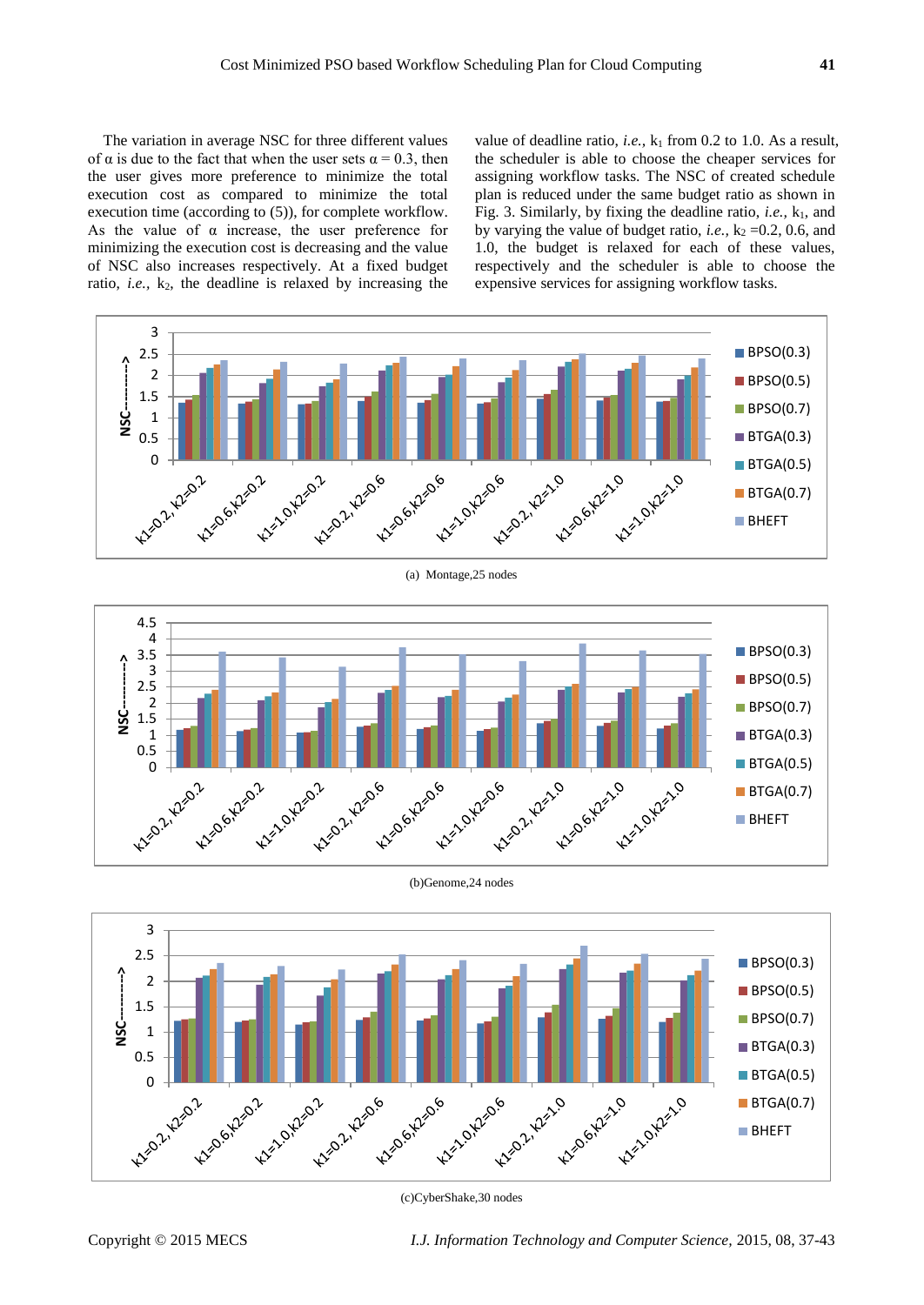The variation in average NSC for three different values of α is due to the fact that when the user sets α = 0.3, then the user gives more preference to minimize the total execution cost as compared to minimize the total execution time (according to (5)), for complete workflow. As the value of α increase, the user preference for minimizing the execution cost is decreasing and the value of NSC also increases respectively. At a fixed budget ratio, *i.e.*, $k_2$, the deadline is relaxed by increasing the value of deadline ratio, *i.e.*, $k_1$ from 0.2 to 1.0. As a result, the scheduler is able to choose the cheaper services for assigning workflow tasks. The NSC of created schedule plan is reduced under the same budget ratio as shown in Fig. 3. Similarly, by fixing the deadline ratio, *i.e.*, $k_1$, and by varying the value of budget ratio, *i.e.*, $k_2$ =0.2, 0.6, and 1.0, the budget is relaxed for each of these values, respectively and the scheduler is able to choose the expensive services for assigning workflow tasks.

(a) Montage,25 nodes

(b)Genome,24 nodes

(c)CyberShake,30 nodes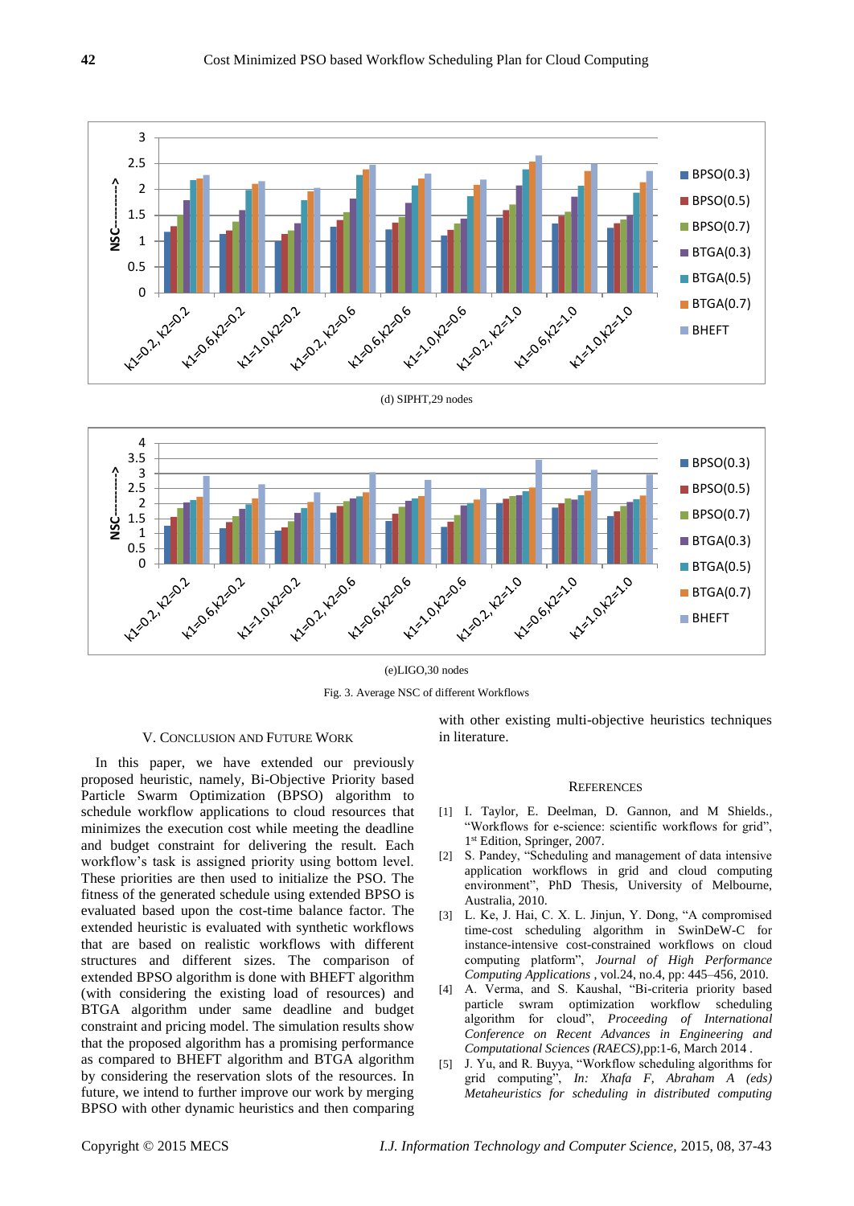(d) SIPHT,29 nodes

(e)LIGO,30 nodes

Fig. 3. Average NSC of different Workflows

## V. Conclusion and Future Work

In this paper, we have extended our previously proposed heuristic, namely, Bi-Objective Priority based Particle Swarm Optimization (BPSO) algorithm to schedule workflow applications to cloud resources that minimizes the execution cost while meeting the deadline and budget constraint for delivering the result. Each workflow's task is assigned priority using bottom level. These priorities are then used to initialize the PSO. The fitness of the generated schedule using extended BPSO is evaluated based upon the cost-time balance factor. The extended heuristic is evaluated with synthetic workflows that are based on realistic workflows with different structures and different sizes. The comparison of extended BPSO algorithm is done with BHEFT algorithm (with considering the existing load of resources) and BTGA algorithm under same deadline and budget constraint and pricing model. The simulation results show that the proposed algorithm has a promising performance as compared to BHEFT algorithm and BTGA algorithm by considering the reservation slots of the resources. In future, we intend to further improve our work by merging BPSO with other dynamic heuristics and then comparing with other existing multi-objective heuristics techniques in literature.

## References

[1] I. Taylor, E. Deelman, D. Gannon, and M Shields., "Workflows for e-science: scientific workflows for grid", 1st Edition, Springer, 2007.

[2] S. Pandey, "Scheduling and management of data intensive application workflows in grid and cloud computing environment", PhD Thesis, University of Melbourne, Australia, 2010.

[3] L. Ke, J. Hai, C. X. L. Jinjun, Y. Dong, "A compromised time-cost scheduling algorithm in SwinDeW-C for instance-intensive cost-constrained workflows on cloud computing platform", *Journal of High Performance Computing Applications* , vol.24, no.4, pp: 445–456, 2010.

[4] A. Verma, and S. Kaushal, "Bi-criteria priority based particle swram optimization workflow scheduling algorithm for cloud", *Proceeding of International Conference on Recent Advances in Engineering and Computational Sciences (RAECS)*,pp:1-6, March 2014 .

[5] J. Yu, and R. Buyya, "Workflow scheduling algorithms for grid computing", *In: Xhafa F, Abraham A (eds) Metaheuristics for scheduling in distributed computing*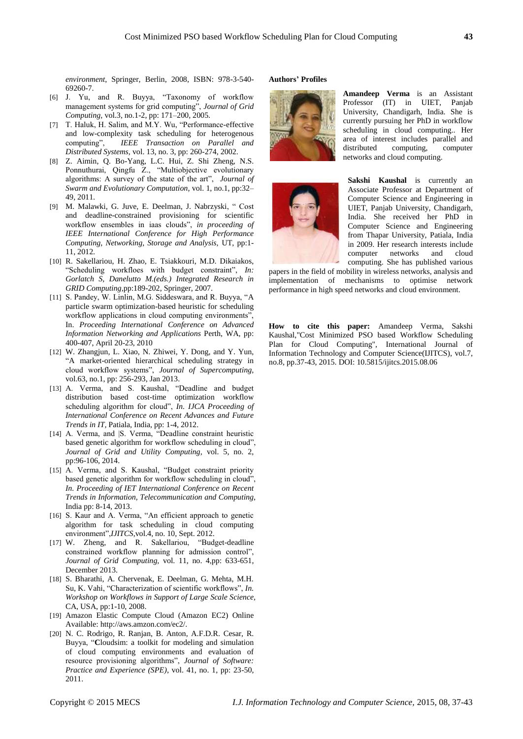*environment*, Springer, Berlin, 2008, ISBN: 978-3-540-69260-7.

[6] J. Yu, and R. Buyya, "Taxonomy of workflow management systems for grid computing", *Journal of Grid Computing*, vol.3, no.1-2, pp: 171–200, 2005.

[7] T. Haluk, H. Salim, and M.Y. Wu, "Performance-effective and low-complexity task scheduling for heterogenous computing", *IEEE Transaction on Parallel and Distributed Systems*, vol. 13, no. 3, pp: 260-274, 2002.

[8] Z. Aimin, Q. Bo-Yang, L.C. Hui, Z. Shi Zheng, N.S. Ponnuthurai, Qingfu Z., "Multiobjective evolutionary algorithms: A survey of the state of the art", *Journal of Swarm and Evolutionary Computation*, vol. 1, no.1, pp:32–49, 2011.

[9] M. Malawki, G. Juve, E. Deelman, J. Nabrzyski, " Cost and deadline-constrained provisioning for scientific workflow ensembles in iaas clouds", *in proceeding of IEEE International Conference for High Performance Computing, Networking, Storage and Analysis*, UT, pp:1-11, 2012.

[10] R. Sakellariou, H. Zhao, E. Tsiakkouri, M.D. Dikaiakos, "Scheduling workfloes with budget constraint", *In: Gorlatch S, Danelutto M.(eds.) Integrated Research in GRID Computing*,pp:189-202, Springer, 2007.

[11] S. Pandey, W. Linlin, M.G. Siddeswara, and R. Buyya, "A particle swarm optimization-based heuristic for scheduling workflow applications in cloud computing environments", In. *Proceeding International Conference on Advanced Information Networking and Applications* Perth, WA, pp: 400-407, April 20-23, 2010

[12] W. Zhangjun, L. Xiao, N. Zhiwei, Y. Dong, and Y. Yun, "A market-oriented hierarchical scheduling strategy in cloud workflow systems", *Journal of Supercomputing*, vol.63, no.1, pp: 256-293, Jan 2013.

[13] A. Verma, and S. Kaushal, "Deadline and budget distribution based cost-time optimization workflow scheduling algorithm for cloud", *In. IJCA Proceeding of International Conference on Recent Advances and Future Trends in IT*, Patiala, India, pp: 1-4, 2012.

[14] A. Verma, and |S. Verma, "Deadline constraint heuristic based genetic algorithm for workflow scheduling in cloud", *Journal of Grid and Utility Computing*, vol. 5, no. 2, pp:96-106, 2014.

[15] A. Verma, and S. Kaushal, "Budget constraint priority based genetic algorithm for workflow scheduling in cloud", *In. Proceeding of IET International Conference on Recent Trends in Information, Telecommunication and Computing*, India pp: 8-14, 2013.

[16] S. Kaur and A. Verma, "An efficient approach to genetic algorithm for task scheduling in cloud computing environment",*IJITCS*,vol.4, no. 10, Sept. 2012.

[17] W. Zheng, and R. Sakellariou, "Budget-deadline constrained workflow planning for admission control", *Journal of Grid Computing*, vol. 11, no. 4,pp: 633-651, December 2013.

[18] S. Bharathi, A. Chervenak, E. Deelman, G. Mehta, M.H. Su, K. Vahi, "Characterization of scientific workflows", *In. Workshop on Workflows in Support of Large Scale Science*, CA, USA, pp:1-10, 2008.

[19] Amazon Elastic Compute Cloud (Amazon EC2) Online Available: http://aws.amzon.com/ec2/.

[20] N. C. Rodrigo, R. Ranjan, B. Anton, A.F.D.R. Cesar, R. Buyya, "**C**loudsim: a toolkit for modeling and simulation of cloud computing environments and evaluation of resource provisioning algorithms", *Journal of Software: Practice and Experience (SPE)*, vol. 41, no. 1, pp: 23-50, 2011.

**Authors' Profiles**

**Amandeep Verma** is an Assistant Professor (IT) in UIET, Panjab University, Chandigarh, India. She is currently pursuing her PhD in workflow scheduling in cloud computing.. Her area of interest includes parallel and distributed computing, computer networks and cloud computing.

**Sakshi Kaushal** is currently an Associate Professor at Department of Computer Science and Engineering in UIET, Panjab University, Chandigarh, India. She received her PhD in Computer Science and Engineering from Thapar University, Patiala, India in 2009. Her research interests include computer networks and cloud computing. She has published various papers in the field of mobility in wireless networks, analysis and implementation of mechanisms to optimise network performance in high speed networks and cloud environment.

**How to cite this paper:** Amandeep Verma, Sakshi Kaushal,"Cost Minimized PSO based Workflow Scheduling Plan for Cloud Computing", International Journal of Information Technology and Computer Science(IJITCS), vol.7, no.8, pp.37-43, 2015. DOI: 10.5815/ijitcs.2015.08.06